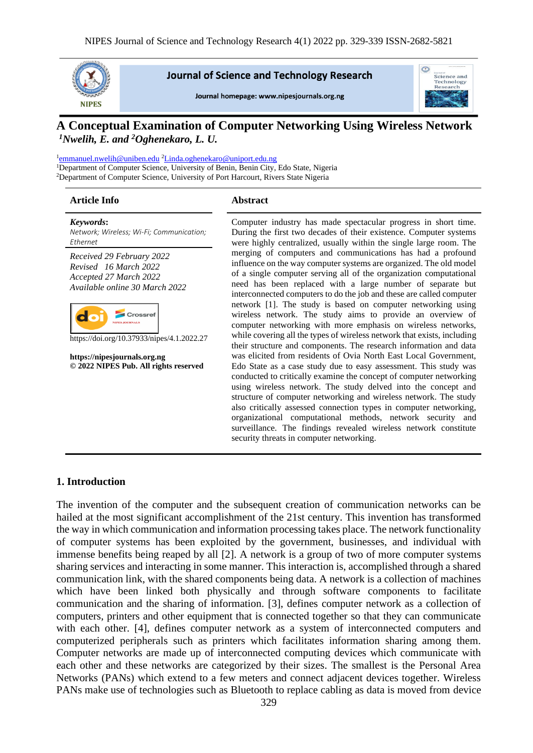Journal of Science and Technology Research

Journal homepage: www.nipesjournals.org.ng

# A Conceptual Examination of Computer Networking Using Wireless Network

***[1]Nwelih, E. and [2]Oghenekaro, L. U.***

[1]emmanuel.nwelih@uniben.edu [2]Linda.oghenekaro@uniport.edu.ng
[1]Department of Computer Science, University of Benin, Benin City, Edo State, Nigeria
[2]Department of Computer Science, University of Port Harcourt, Rivers State Nigeria

## Article Info

***Keywords***: *Network; Wireless; Wi-Fi; Communication; Ethernet*

*Received 29 February 2022*
*Revised 16 March 2022*
*Accepted 27 March 2022*
*Available online 30 March 2022*

https://doi.org/10.37933/nipes/4.1.2022.27

**https://nipesjournals.org.ng**
**© 2022 NIPES Pub. All rights reserved**

## Abstract

Computer industry has made spectacular progress in short time. During the first two decades of their existence. Computer systems were highly centralized, usually within the single large room. The merging of computers and communications has had a profound influence on the way computer systems are organized. The old model of a single computer serving all of the organization computational need has been replaced with a large number of separate but interconnected computers to do the job and these are called computer network [1]. The study is based on computer networking using wireless network. The study aims to provide an overview of computer networking with more emphasis on wireless networks, while covering all the types of wireless network that exists, including their structure and components. The research information and data was elicited from residents of Ovia North East Local Government, Edo State as a case study due to easy assessment. This study was conducted to critically examine the concept of computer networking using wireless network. The study delved into the concept and structure of computer networking and wireless network. The study also critically assessed connection types in computer networking, organizational computational methods, network security and surveillance. The findings revealed wireless network constitute security threats in computer networking.

## 1. Introduction

The invention of the computer and the subsequent creation of communication networks can be hailed at the most significant accomplishment of the 21st century. This invention has transformed the way in which communication and information processing takes place. The network functionality of computer systems has been exploited by the government, businesses, and individual with immense benefits being reaped by all [2]. A network is a group of two of more computer systems sharing services and interacting in some manner. This interaction is, accomplished through a shared communication link, with the shared components being data. A network is a collection of machines which have been linked both physically and through software components to facilitate communication and the sharing of information. [3], defines computer network as a collection of computers, printers and other equipment that is connected together so that they can communicate with each other. [4], defines computer network as a system of interconnected computers and computerized peripherals such as printers which facilitates information sharing among them. Computer networks are made up of interconnected computing devices which communicate with each other and these networks are categorized by their sizes. The smallest is the Personal Area Networks (PANs) which extend to a few meters and connect adjacent devices together. Wireless PANs make use of technologies such as Bluetooth to replace cabling as data is moved from device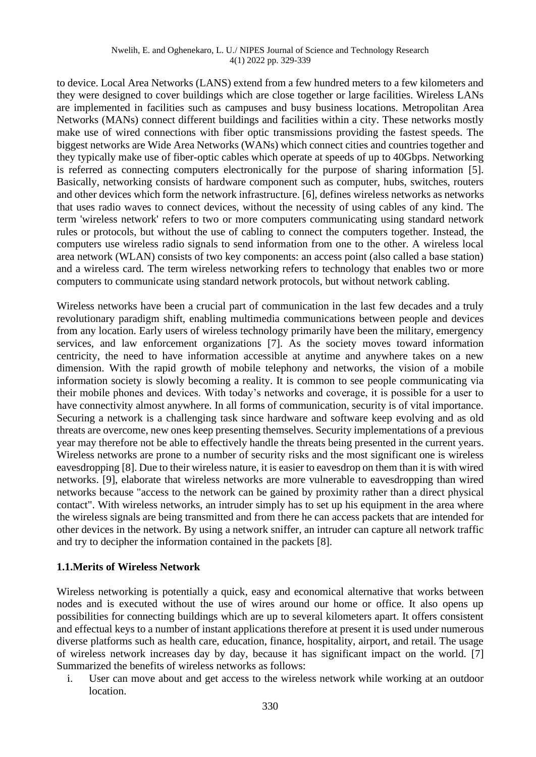to device. Local Area Networks (LANS) extend from a few hundred meters to a few kilometers and they were designed to cover buildings which are close together or large facilities. Wireless LANs are implemented in facilities such as campuses and busy business locations. Metropolitan Area Networks (MANs) connect different buildings and facilities within a city. These networks mostly make use of wired connections with fiber optic transmissions providing the fastest speeds. The biggest networks are Wide Area Networks (WANs) which connect cities and countries together and they typically make use of fiber-optic cables which operate at speeds of up to 40Gbps. Networking is referred as connecting computers electronically for the purpose of sharing information [5]. Basically, networking consists of hardware component such as computer, hubs, switches, routers and other devices which form the network infrastructure. [6], defines wireless networks as networks that uses radio waves to connect devices, without the necessity of using cables of any kind. The term 'wireless network' refers to two or more computers communicating using standard network rules or protocols, but without the use of cabling to connect the computers together. Instead, the computers use wireless radio signals to send information from one to the other. A wireless local area network (WLAN) consists of two key components: an access point (also called a base station) and a wireless card. The term wireless networking refers to technology that enables two or more computers to communicate using standard network protocols, but without network cabling.

Wireless networks have been a crucial part of communication in the last few decades and a truly revolutionary paradigm shift, enabling multimedia communications between people and devices from any location. Early users of wireless technology primarily have been the military, emergency services, and law enforcement organizations [7]. As the society moves toward information centricity, the need to have information accessible at anytime and anywhere takes on a new dimension. With the rapid growth of mobile telephony and networks, the vision of a mobile information society is slowly becoming a reality. It is common to see people communicating via their mobile phones and devices. With today's networks and coverage, it is possible for a user to have connectivity almost anywhere. In all forms of communication, security is of vital importance. Securing a network is a challenging task since hardware and software keep evolving and as old threats are overcome, new ones keep presenting themselves. Security implementations of a previous year may therefore not be able to effectively handle the threats being presented in the current years. Wireless networks are prone to a number of security risks and the most significant one is wireless eavesdropping [8]. Due to their wireless nature, it is easier to eavesdrop on them than it is with wired networks. [9], elaborate that wireless networks are more vulnerable to eavesdropping than wired networks because "access to the network can be gained by proximity rather than a direct physical contact". With wireless networks, an intruder simply has to set up his equipment in the area where the wireless signals are being transmitted and from there he can access packets that are intended for other devices in the network. By using a network sniffer, an intruder can capture all network traffic and try to decipher the information contained in the packets [8].

### 1.1.Merits of Wireless Network

Wireless networking is potentially a quick, easy and economical alternative that works between nodes and is executed without the use of wires around our home or office. It also opens up possibilities for connecting buildings which are up to several kilometers apart. It offers consistent and effectual keys to a number of instant applications therefore at present it is used under numerous diverse platforms such as health care, education, finance, hospitality, airport, and retail. The usage of wireless network increases day by day, because it has significant impact on the world. [7] Summarized the benefits of wireless networks as follows:

i. User can move about and get access to the wireless network while working at an outdoor location.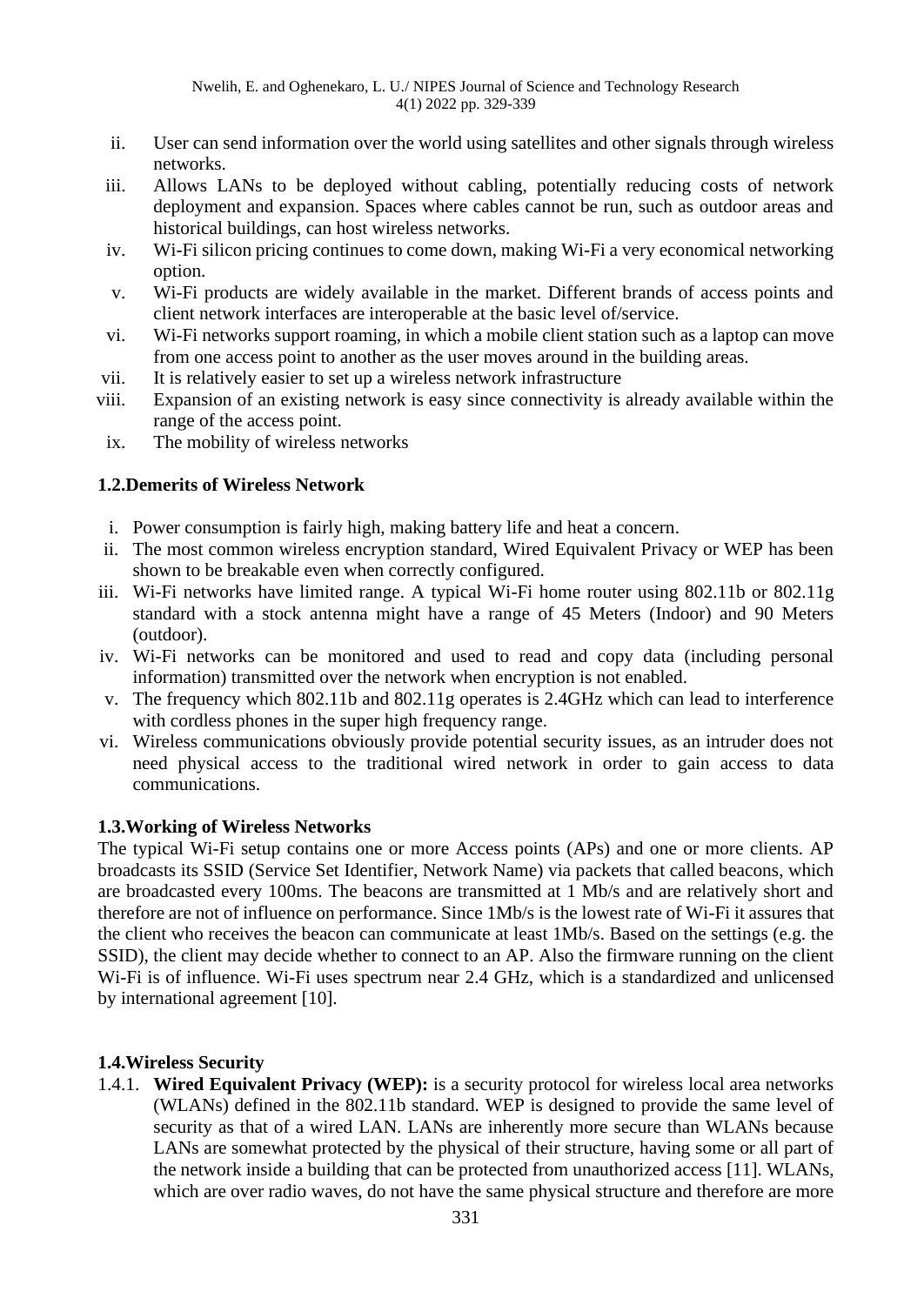ii. User can send information over the world using satellites and other signals through wireless networks.
iii. Allows LANs to be deployed without cabling, potentially reducing costs of network deployment and expansion. Spaces where cables cannot be run, such as outdoor areas and historical buildings, can host wireless networks.
iv. Wi-Fi silicon pricing continues to come down, making Wi-Fi a very economical networking option.
v. Wi-Fi products are widely available in the market. Different brands of access points and client network interfaces are interoperable at the basic level of/service.
vi. Wi-Fi networks support roaming, in which a mobile client station such as a laptop can move from one access point to another as the user moves around in the building areas.
vii. It is relatively easier to set up a wireless network infrastructure
viii. Expansion of an existing network is easy since connectivity is already available within the range of the access point.
ix. The mobility of wireless networks

### 1.2.Demerits of Wireless Network

i. Power consumption is fairly high, making battery life and heat a concern.
ii. The most common wireless encryption standard, Wired Equivalent Privacy or WEP has been shown to be breakable even when correctly configured.
iii. Wi-Fi networks have limited range. A typical Wi-Fi home router using 802.11b or 802.11g standard with a stock antenna might have a range of 45 Meters (Indoor) and 90 Meters (outdoor).
iv. Wi-Fi networks can be monitored and used to read and copy data (including personal information) transmitted over the network when encryption is not enabled.
v. The frequency which 802.11b and 802.11g operates is 2.4GHz which can lead to interference with cordless phones in the super high frequency range.
vi. Wireless communications obviously provide potential security issues, as an intruder does not need physical access to the traditional wired network in order to gain access to data communications.

### 1.3.Working of Wireless Networks

The typical Wi-Fi setup contains one or more Access points (APs) and one or more clients. AP broadcasts its SSID (Service Set Identifier, Network Name) via packets that called beacons, which are broadcasted every 100ms. The beacons are transmitted at 1 Mb/s and are relatively short and therefore are not of influence on performance. Since 1Mb/s is the lowest rate of Wi-Fi it assures that the client who receives the beacon can communicate at least 1Mb/s. Based on the settings (e.g. the SSID), the client may decide whether to connect to an AP. Also the firmware running on the client Wi-Fi is of influence. Wi-Fi uses spectrum near 2.4 GHz, which is a standardized and unlicensed by international agreement [10].

### 1.4.Wireless Security

1.4.1. **Wired Equivalent Privacy (WEP):** is a security protocol for wireless local area networks (WLANs) defined in the 802.11b standard. WEP is designed to provide the same level of security as that of a wired LAN. LANs are inherently more secure than WLANs because LANs are somewhat protected by the physical of their structure, having some or all part of the network inside a building that can be protected from unauthorized access [11]. WLANs, which are over radio waves, do not have the same physical structure and therefore are more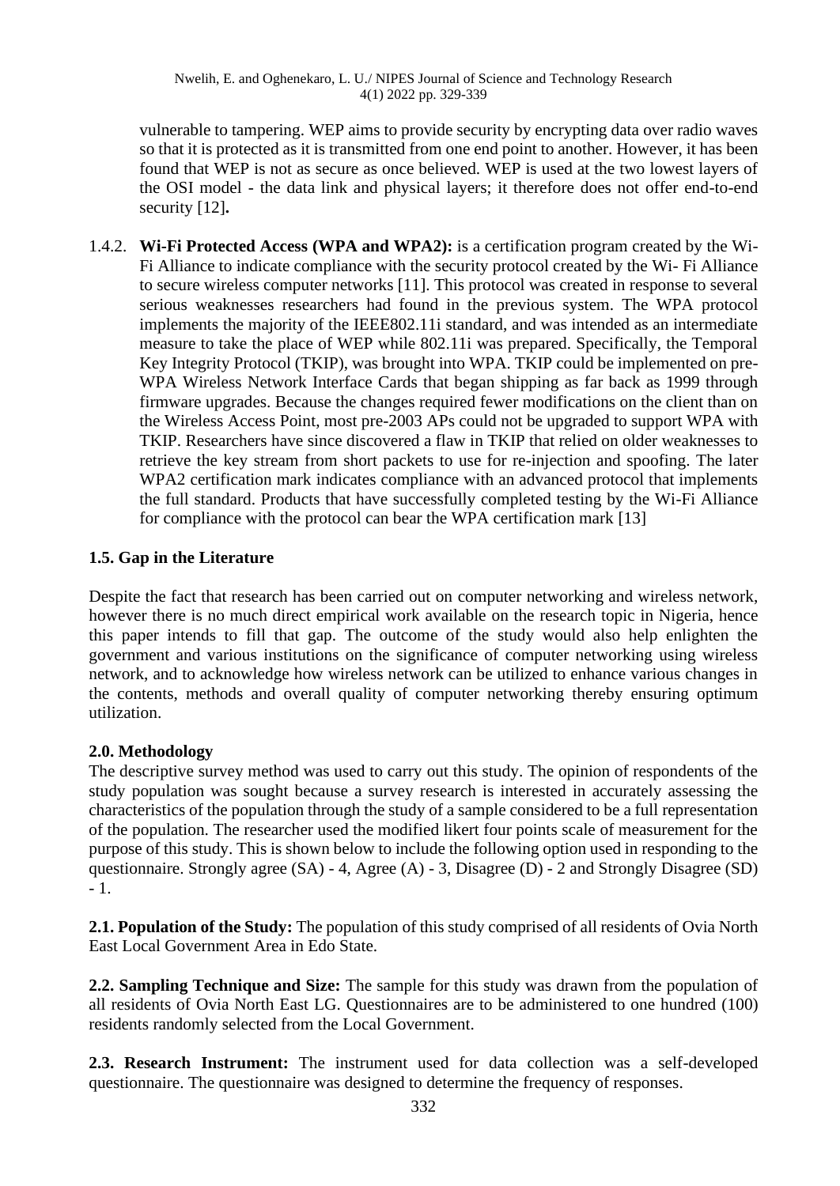vulnerable to tampering. WEP aims to provide security by encrypting data over radio waves so that it is protected as it is transmitted from one end point to another. However, it has been found that WEP is not as secure as once believed. WEP is used at the two lowest layers of the OSI model - the data link and physical layers; it therefore does not offer end-to-end security [12]**.**

1.4.2. **Wi-Fi Protected Access (WPA and WPA2):** is a certification program created by the Wi-Fi Alliance to indicate compliance with the security protocol created by the Wi- Fi Alliance to secure wireless computer networks [11]. This protocol was created in response to several serious weaknesses researchers had found in the previous system. The WPA protocol implements the majority of the IEEE802.11i standard, and was intended as an intermediate measure to take the place of WEP while 802.11i was prepared. Specifically, the Temporal Key Integrity Protocol (TKIP), was brought into WPA. TKIP could be implemented on pre-WPA Wireless Network Interface Cards that began shipping as far back as 1999 through firmware upgrades. Because the changes required fewer modifications on the client than on the Wireless Access Point, most pre-2003 APs could not be upgraded to support WPA with TKIP. Researchers have since discovered a flaw in TKIP that relied on older weaknesses to retrieve the key stream from short packets to use for re-injection and spoofing. The later WPA2 certification mark indicates compliance with an advanced protocol that implements the full standard. Products that have successfully completed testing by the Wi-Fi Alliance for compliance with the protocol can bear the WPA certification mark [13]

## 1.5. Gap in the Literature

Despite the fact that research has been carried out on computer networking and wireless network, however there is no much direct empirical work available on the research topic in Nigeria, hence this paper intends to fill that gap. The outcome of the study would also help enlighten the government and various institutions on the significance of computer networking using wireless network, and to acknowledge how wireless network can be utilized to enhance various changes in the contents, methods and overall quality of computer networking thereby ensuring optimum utilization.

## 2.0. Methodology

The descriptive survey method was used to carry out this study. The opinion of respondents of the study population was sought because a survey research is interested in accurately assessing the characteristics of the population through the study of a sample considered to be a full representation of the population. The researcher used the modified likert four points scale of measurement for the purpose of this study. This is shown below to include the following option used in responding to the questionnaire. Strongly agree (SA) - 4, Agree (A) - 3, Disagree (D) - 2 and Strongly Disagree (SD) - 1.

**2.1. Population of the Study:** The population of this study comprised of all residents of Ovia North East Local Government Area in Edo State.

**2.2. Sampling Technique and Size:** The sample for this study was drawn from the population of all residents of Ovia North East LG. Questionnaires are to be administered to one hundred (100) residents randomly selected from the Local Government.

**2.3. Research Instrument:** The instrument used for data collection was a self-developed questionnaire. The questionnaire was designed to determine the frequency of responses.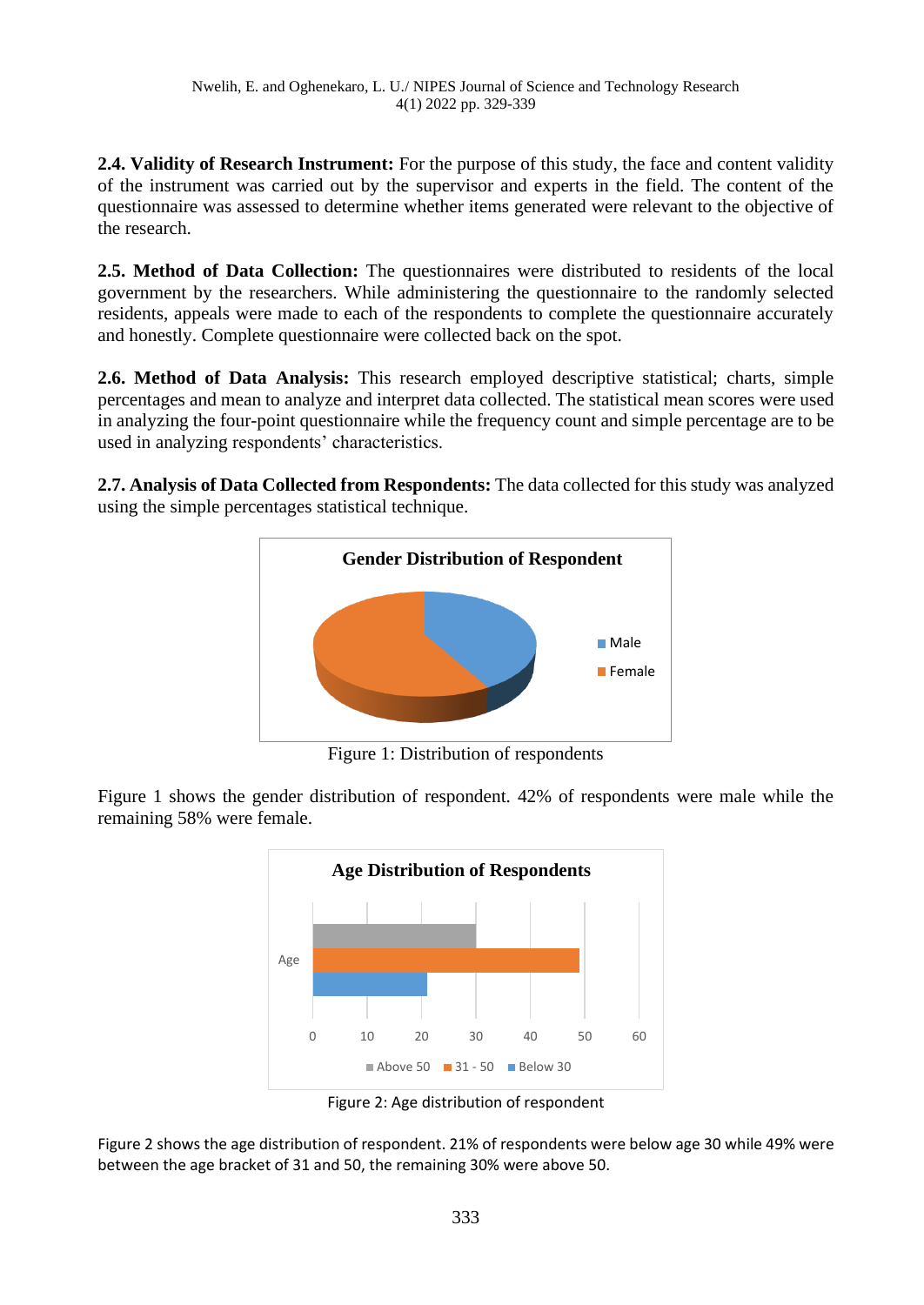**2.4. Validity of Research Instrument:** For the purpose of this study, the face and content validity of the instrument was carried out by the supervisor and experts in the field. The content of the questionnaire was assessed to determine whether items generated were relevant to the objective of the research.

**2.5. Method of Data Collection:** The questionnaires were distributed to residents of the local government by the researchers. While administering the questionnaire to the randomly selected residents, appeals were made to each of the respondents to complete the questionnaire accurately and honestly. Complete questionnaire were collected back on the spot.

**2.6. Method of Data Analysis:** This research employed descriptive statistical; charts, simple percentages and mean to analyze and interpret data collected. The statistical mean scores were used in analyzing the four-point questionnaire while the frequency count and simple percentage are to be used in analyzing respondents' characteristics.

**2.7. Analysis of Data Collected from Respondents:** The data collected for this study was analyzed using the simple percentages statistical technique.

Figure 1: Distribution of respondents

Figure 1 shows the gender distribution of respondent. 42% of respondents were male while the remaining 58% were female.

Figure 2: Age distribution of respondent

Figure 2 shows the age distribution of respondent. 21% of respondents were below age 30 while 49% were between the age bracket of 31 and 50, the remaining 30% were above 50.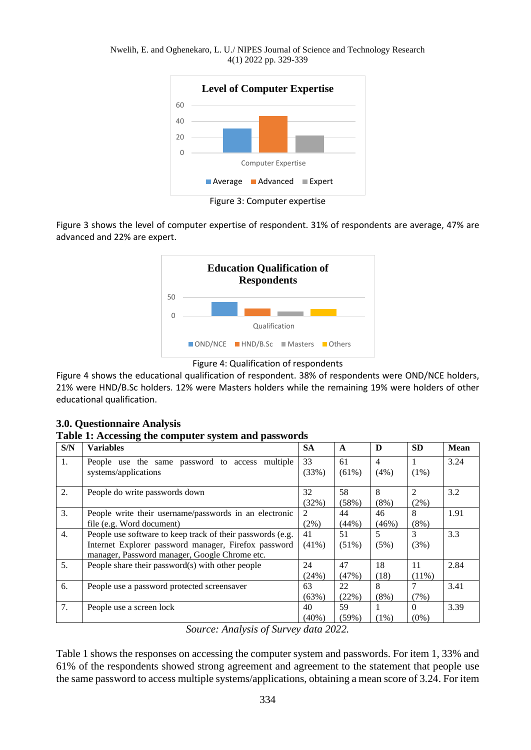Figure 3: Computer expertise

Figure 3 shows the level of computer expertise of respondent. 31% of respondents are average, 47% are advanced and 22% are expert.

Figure 4: Qualification of respondents

Figure 4 shows the educational qualification of respondent. 38% of respondents were OND/NCE holders, 21% were HND/B.Sc holders. 12% were Masters holders while the remaining 19% were holders of other educational qualification.

## 3.0. Questionnaire Analysis

**Table 1: Accessing the computer system and passwords**

| S/N | Variables | SA | A | D | SD | Mean |
|---|---|---|---|---|---|---|
| 1. | People use the same password to access multiple systems/applications | 33 (33%) | 61 (61%) | 4 (4%) | 1 (1%) | 3.24 |
| 2. | People do write passwords down | 32 (32%) | 58 (58%) | 8 (8%) | 2 (2%) | 3.2 |
| 3. | People write their username/passwords in an electronic file (e.g. Word document) | 2 (2%) | 44 (44%) | 46 (46%) | 8 (8%) | 1.91 |
| 4. | People use software to keep track of their passwords (e.g. Internet Explorer password manager, Firefox password manager, Password manager, Google Chrome etc. | 41 (41%) | 51 (51%) | 5 (5%) | 3 (3%) | 3.3 |
| 5. | People share their password(s) with other people | 24 (24%) | 47 (47%) | 18 (18) | 11 (11%) | 2.84 |
| 6. | People use a password protected screensaver | 63 (63%) | 22 (22%) | 8 (8%) | 7 (7%) | 3.41 |
| 7. | People use a screen lock | 40 (40%) | 59 (59%) | 1 (1%) | 0 (0%) | 3.39 |

*Source: Analysis of Survey data 2022.*

Table 1 shows the responses on accessing the computer system and passwords. For item 1, 33% and 61% of the respondents showed strong agreement and agreement to the statement that people use the same password to access multiple systems/applications, obtaining a mean score of 3.24. For item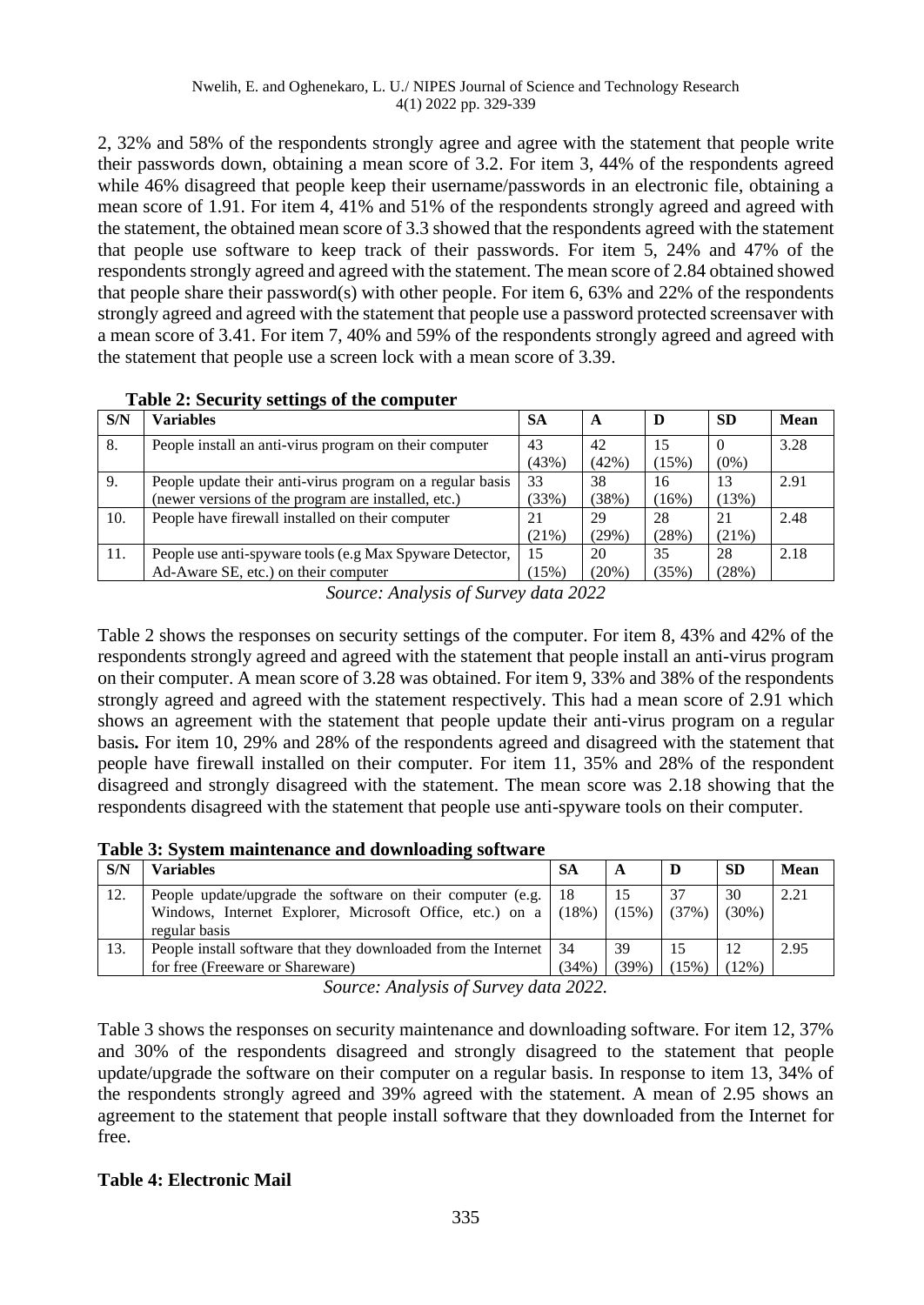2, 32% and 58% of the respondents strongly agree and agree with the statement that people write their passwords down, obtaining a mean score of 3.2. For item 3, 44% of the respondents agreed while 46% disagreed that people keep their username/passwords in an electronic file, obtaining a mean score of 1.91. For item 4, 41% and 51% of the respondents strongly agreed and agreed with the statement, the obtained mean score of 3.3 showed that the respondents agreed with the statement that people use software to keep track of their passwords. For item 5, 24% and 47% of the respondents strongly agreed and agreed with the statement. The mean score of 2.84 obtained showed that people share their password(s) with other people. For item 6, 63% and 22% of the respondents strongly agreed and agreed with the statement that people use a password protected screensaver with a mean score of 3.41. For item 7, 40% and 59% of the respondents strongly agreed and agreed with the statement that people use a screen lock with a mean score of 3.39.

**Table 2: Security settings of the computer**

| S/N | Variables | SA | A | D | SD | Mean |
|---|---|---|---|---|---|---|
| 8. | People install an anti-virus program on their computer | 43 (43%) | 42 (42%) | 15 (15%) | 0 (0%) | 3.28 |
| 9. | People update their anti-virus program on a regular basis (newer versions of the program are installed, etc.) | 33 (33%) | 38 (38%) | 16 (16%) | 13 (13%) | 2.91 |
| 10. | People have firewall installed on their computer | 21 (21%) | 29 (29%) | 28 (28%) | 21 (21%) | 2.48 |
| 11. | People use anti-spyware tools (e.g Max Spyware Detector, Ad-Aware SE, etc.) on their computer | 15 (15%) | 20 (20%) | 35 (35%) | 28 (28%) | 2.18 |

*Source: Analysis of Survey data 2022*

Table 2 shows the responses on security settings of the computer. For item 8, 43% and 42% of the respondents strongly agreed and agreed with the statement that people install an anti-virus program on their computer. A mean score of 3.28 was obtained. For item 9, 33% and 38% of the respondents strongly agreed and agreed with the statement respectively. This had a mean score of 2.91 which shows an agreement with the statement that people update their anti-virus program on a regular basis**.** For item 10, 29% and 28% of the respondents agreed and disagreed with the statement that people have firewall installed on their computer. For item 11, 35% and 28% of the respondent disagreed and strongly disagreed with the statement. The mean score was 2.18 showing that the respondents disagreed with the statement that people use anti-spyware tools on their computer.

**Table 3: System maintenance and downloading software**

| S/N | Variables | SA | A | D | SD | Mean |
|---|---|---|---|---|---|---|
| 12. | People update/upgrade the software on their computer (e.g. Windows, Internet Explorer, Microsoft Office, etc.) on a regular basis | 18 (18%) | 15 (15%) | 37 (37%) | 30 (30%) | 2.21 |
| 13. | People install software that they downloaded from the Internet for free (Freeware or Shareware) | 34 (34%) | 39 (39%) | 15 (15%) | 12 (12%) | 2.95 |

*Source: Analysis of Survey data 2022.*

Table 3 shows the responses on security maintenance and downloading software. For item 12, 37% and 30% of the respondents disagreed and strongly disagreed to the statement that people update/upgrade the software on their computer on a regular basis. In response to item 13, 34% of the respondents strongly agreed and 39% agreed with the statement. A mean of 2.95 shows an agreement to the statement that people install software that they downloaded from the Internet for free.

**Table 4: Electronic Mail**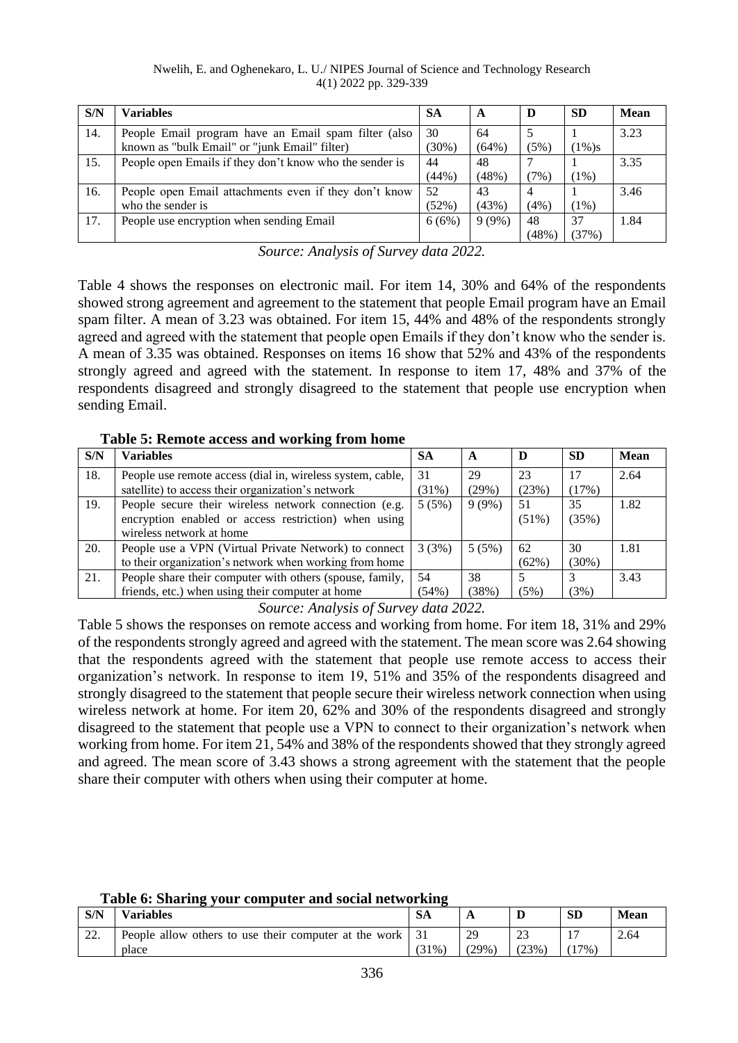| S/N | Variables | SA | A | D | SD | Mean |
|---|---|---|---|---|---|---|
| 14. | People Email program have an Email spam filter (also known as "bulk Email" or "junk Email" filter) | 30 (30%) | 64 (64%) | 5 (5%) | 1 (1%)s | 3.23 |
| 15. | People open Emails if they don't know who the sender is | 44 (44%) | 48 (48%) | 7 (7%) | 1 (1%) | 3.35 |
| 16. | People open Email attachments even if they don't know who the sender is | 52 (52%) | 43 (43%) | 4 (4%) | 1 (1%) | 3.46 |
| 17. | People use encryption when sending Email | 6 (6%) | 9 (9%) | 48 (48%) | 37 (37%) | 1.84 |

*Source: Analysis of Survey data 2022.*

Table 4 shows the responses on electronic mail. For item 14, 30% and 64% of the respondents showed strong agreement and agreement to the statement that people Email program have an Email spam filter. A mean of 3.23 was obtained. For item 15, 44% and 48% of the respondents strongly agreed and agreed with the statement that people open Emails if they don't know who the sender is. A mean of 3.35 was obtained. Responses on items 16 show that 52% and 43% of the respondents strongly agreed and agreed with the statement. In response to item 17, 48% and 37% of the respondents disagreed and strongly disagreed to the statement that people use encryption when sending Email.

**Table 5: Remote access and working from home**

| S/N | Variables | SA | A | D | SD | Mean |
|---|---|---|---|---|---|---|
| 18. | People use remote access (dial in, wireless system, cable, satellite) to access their organization's network | 31 (31%) | 29 (29%) | 23 (23%) | 17 (17%) | 2.64 |
| 19. | People secure their wireless network connection (e.g. encryption enabled or access restriction) when using wireless network at home | 5 (5%) | 9 (9%) | 51 (51%) | 35 (35%) | 1.82 |
| 20. | People use a VPN (Virtual Private Network) to connect to their organization's network when working from home | 3 (3%) | 5 (5%) | 62 (62%) | 30 (30%) | 1.81 |
| 21. | People share their computer with others (spouse, family, friends, etc.) when using their computer at home | 54 (54%) | 38 (38%) | 5 (5%) | 3 (3%) | 3.43 |

*Source: Analysis of Survey data 2022.*

Table 5 shows the responses on remote access and working from home. For item 18, 31% and 29% of the respondents strongly agreed and agreed with the statement. The mean score was 2.64 showing that the respondents agreed with the statement that people use remote access to access their organization's network. In response to item 19, 51% and 35% of the respondents disagreed and strongly disagreed to the statement that people secure their wireless network connection when using wireless network at home. For item 20, 62% and 30% of the respondents disagreed and strongly disagreed to the statement that people use a VPN to connect to their organization's network when working from home. For item 21, 54% and 38% of the respondents showed that they strongly agreed and agreed. The mean score of 3.43 shows a strong agreement with the statement that the people share their computer with others when using their computer at home.

**Table 6: Sharing your computer and social networking**

| S/N | Variables | SA | A | D | SD | Mean |
|---|---|---|---|---|---|---|
| 22. | People allow others to use their computer at the work place | 31 (31%) | 29 (29%) | 23 (23%) | 17 (17%) | 2.64 |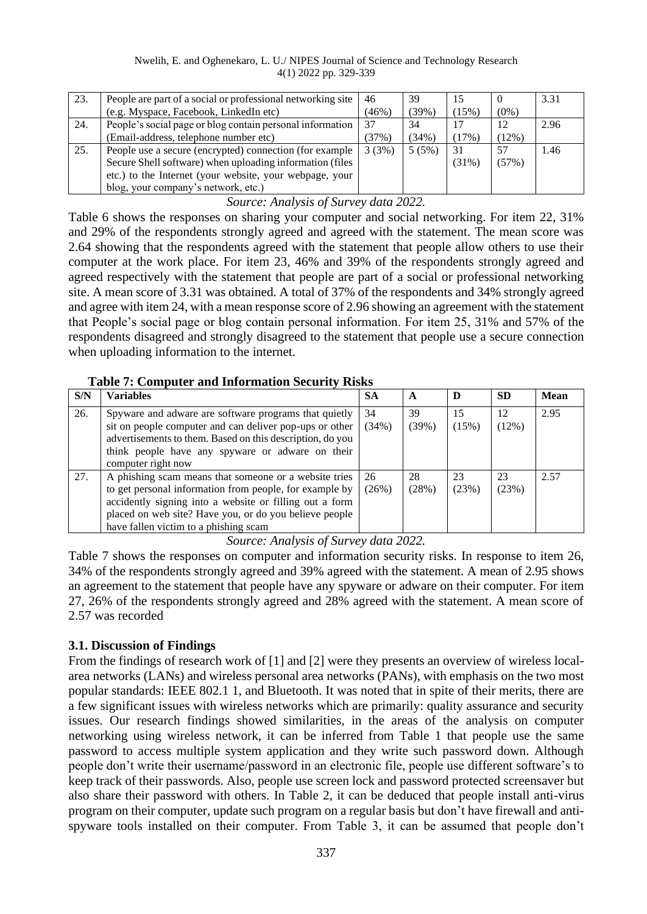| 23. | People are part of a social or professional networking site (e.g. Myspace, Facebook, LinkedIn etc) | 46 (46%) | 39 (39%) | 15 (15%) | 0 (0%) | 3.31 |
|---|---|---|---|---|---|---|
| 24. | People's social page or blog contain personal information (Email-address, telephone number etc) | 37 (37%) | 34 (34%) | 17 (17%) | 12 (12%) | 2.96 |
| 25. | People use a secure (encrypted) connection (for example Secure Shell software) when uploading information (files etc.) to the Internet (your website, your webpage, your blog, your company's network, etc.) | 3 (3%) | 5 (5%) | 31 (31%) | 57 (57%) | 1.46 |

*Source: Analysis of Survey data 2022.*

Table 6 shows the responses on sharing your computer and social networking. For item 22, 31% and 29% of the respondents strongly agreed and agreed with the statement. The mean score was 2.64 showing that the respondents agreed with the statement that people allow others to use their computer at the work place. For item 23, 46% and 39% of the respondents strongly agreed and agreed respectively with the statement that people are part of a social or professional networking site. A mean score of 3.31 was obtained. A total of 37% of the respondents and 34% strongly agreed and agree with item 24, with a mean response score of 2.96 showing an agreement with the statement that People's social page or blog contain personal information. For item 25, 31% and 57% of the respondents disagreed and strongly disagreed to the statement that people use a secure connection when uploading information to the internet.

**Table 7: Computer and Information Security Risks**

| S/N | Variables | SA | A | D | SD | Mean |
|---|---|---|---|---|---|---|
| 26. | Spyware and adware are software programs that quietly sit on people computer and can deliver pop-ups or other advertisements to them. Based on this description, do you think people have any spyware or adware on their computer right now | 34 (34%) | 39 (39%) | 15 (15%) | 12 (12%) | 2.95 |
| 27. | A phishing scam means that someone or a website tries to get personal information from people, for example by accidently signing into a website or filling out a form placed on web site? Have you, or do you believe people have fallen victim to a phishing scam | 26 (26%) | 28 (28%) | 23 (23%) | 23 (23%) | 2.57 |

*Source: Analysis of Survey data 2022.*

Table 7 shows the responses on computer and information security risks. In response to item 26, 34% of the respondents strongly agreed and 39% agreed with the statement. A mean of 2.95 shows an agreement to the statement that people have any spyware or adware on their computer. For item 27, 26% of the respondents strongly agreed and 28% agreed with the statement. A mean score of 2.57 was recorded

### 3.1. Discussion of Findings

From the findings of research work of [1] and [2] were they presents an overview of wireless local-area networks (LANs) and wireless personal area networks (PANs), with emphasis on the two most popular standards: IEEE 802.1 1, and Bluetooth. It was noted that in spite of their merits, there are a few significant issues with wireless networks which are primarily: quality assurance and security issues. Our research findings showed similarities, in the areas of the analysis on computer networking using wireless network, it can be inferred from Table 1 that people use the same password to access multiple system application and they write such password down. Although people don't write their username/password in an electronic file, people use different software's to keep track of their passwords. Also, people use screen lock and password protected screensaver but also share their password with others. In Table 2, it can be deduced that people install anti-virus program on their computer, update such program on a regular basis but don't have firewall and anti-spyware tools installed on their computer. From Table 3, it can be assumed that people don't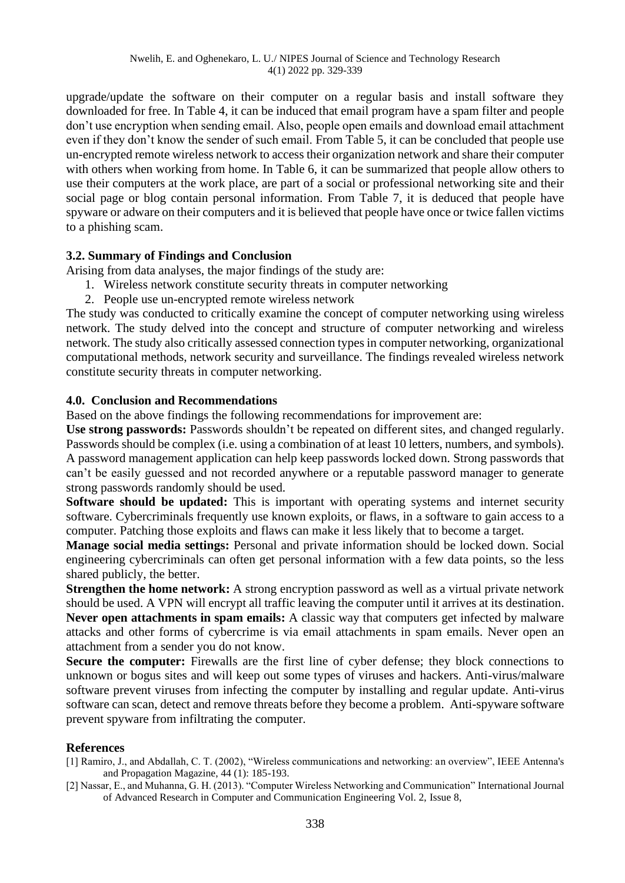upgrade/update the software on their computer on a regular basis and install software they downloaded for free. In Table 4, it can be induced that email program have a spam filter and people don't use encryption when sending email. Also, people open emails and download email attachment even if they don't know the sender of such email. From Table 5, it can be concluded that people use un-encrypted remote wireless network to access their organization network and share their computer with others when working from home. In Table 6, it can be summarized that people allow others to use their computers at the work place, are part of a social or professional networking site and their social page or blog contain personal information. From Table 7, it is deduced that people have spyware or adware on their computers and it is believed that people have once or twice fallen victims to a phishing scam.

### 3.2. Summary of Findings and Conclusion

Arising from data analyses, the major findings of the study are:

1. Wireless network constitute security threats in computer networking
2. People use un-encrypted remote wireless network

The study was conducted to critically examine the concept of computer networking using wireless network. The study delved into the concept and structure of computer networking and wireless network. The study also critically assessed connection types in computer networking, organizational computational methods, network security and surveillance. The findings revealed wireless network constitute security threats in computer networking.

## 4.0. Conclusion and Recommendations

Based on the above findings the following recommendations for improvement are:

**Use strong passwords:** Passwords shouldn't be repeated on different sites, and changed regularly. Passwords should be complex (i.e. using a combination of at least 10 letters, numbers, and symbols). A password management application can help keep passwords locked down. Strong passwords that can't be easily guessed and not recorded anywhere or a reputable password manager to generate strong passwords randomly should be used.

**Software should be updated:** This is important with operating systems and internet security software. Cybercriminals frequently use known exploits, or flaws, in a software to gain access to a computer. Patching those exploits and flaws can make it less likely that to become a target.

**Manage social media settings:** Personal and private information should be locked down. Social engineering cybercriminals can often get personal information with a few data points, so the less shared publicly, the better.

**Strengthen the home network:** A strong encryption password as well as a virtual private network should be used. A VPN will encrypt all traffic leaving the computer until it arrives at its destination.

**Never open attachments in spam emails:** A classic way that computers get infected by malware attacks and other forms of cybercrime is via email attachments in spam emails. Never open an attachment from a sender you do not know.

**Secure the computer:** Firewalls are the first line of cyber defense; they block connections to unknown or bogus sites and will keep out some types of viruses and hackers. Anti-virus/malware software prevent viruses from infecting the computer by installing and regular update. Anti-virus software can scan, detect and remove threats before they become a problem. Anti-spyware software prevent spyware from infiltrating the computer.

## References

[1] Ramiro, J., and Abdallah, C. T. (2002), "Wireless communications and networking: an overview", IEEE Antenna's and Propagation Magazine, 44 (1): 185-193.

[2] Nassar, E., and Muhanna, G. H. (2013). "Computer Wireless Networking and Communication" International Journal of Advanced Research in Computer and Communication Engineering Vol. 2, Issue 8,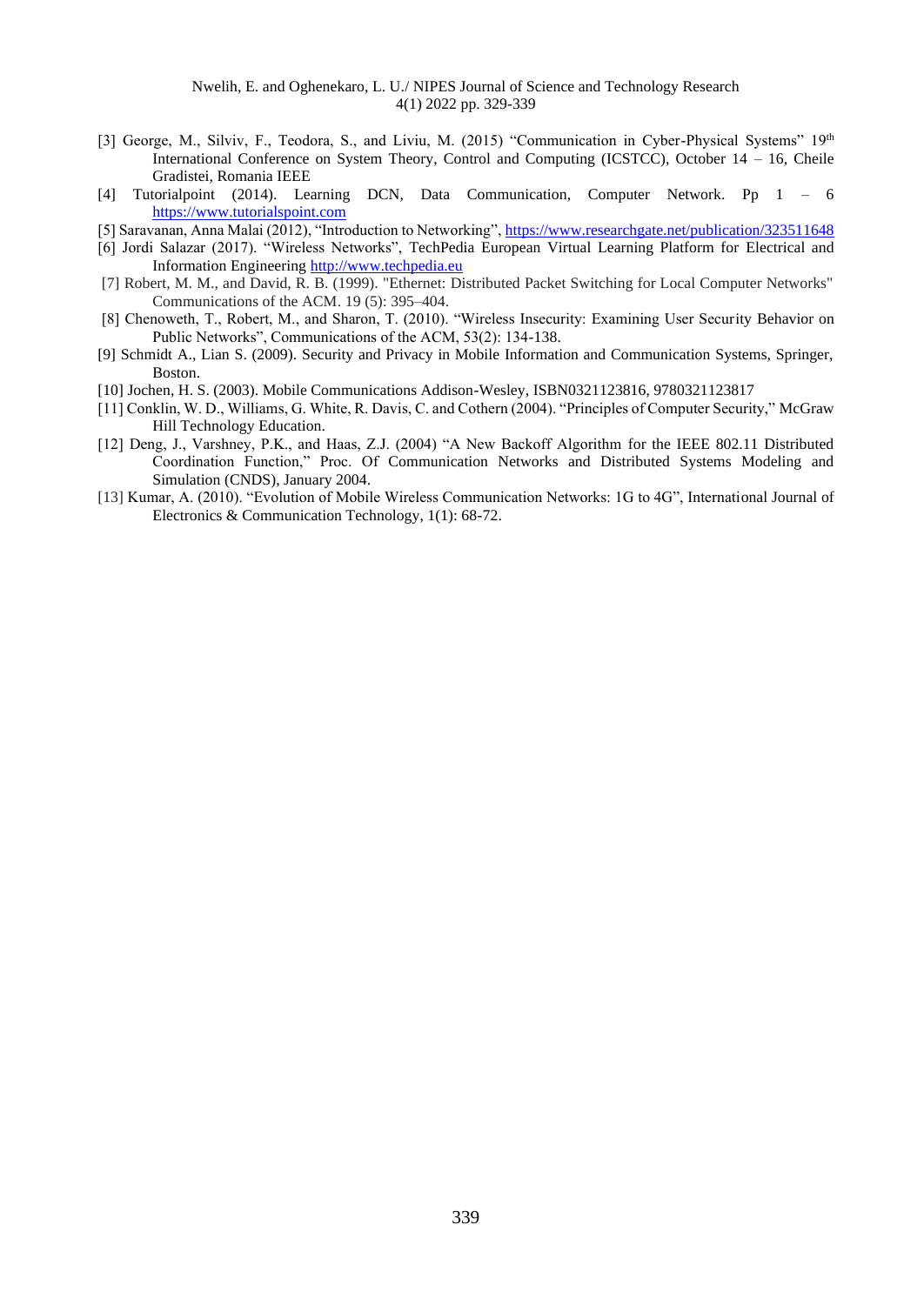[3] George, M., Silviv, F., Teodora, S., and Liviu, M. (2015) "Communication in Cyber-Physical Systems" 19th International Conference on System Theory, Control and Computing (ICSTCC), October 14 – 16, Cheile Gradistei, Romania IEEE

[4] Tutorialpoint (2014). Learning DCN, Data Communication, Computer Network. Pp 1 – 6 https://www.tutorialspoint.com

[5] Saravanan, Anna Malai (2012), "Introduction to Networking", https://www.researchgate.net/publication/323511648

[6] Jordi Salazar (2017). "Wireless Networks", TechPedia European Virtual Learning Platform for Electrical and Information Engineering http://www.techpedia.eu

[7] Robert, M. M., and David, R. B. (1999). "Ethernet: Distributed Packet Switching for Local Computer Networks" Communications of the ACM. 19 (5): 395–404.

[8] Chenoweth, T., Robert, M., and Sharon, T. (2010). "Wireless Insecurity: Examining User Security Behavior on Public Networks", Communications of the ACM, 53(2): 134-138.

[9] Schmidt A., Lian S. (2009). Security and Privacy in Mobile Information and Communication Systems, Springer, Boston.

[10] Jochen, H. S. (2003). Mobile Communications Addison-Wesley, ISBN0321123816, 9780321123817

[11] Conklin, W. D., Williams, G. White, R. Davis, C. and Cothern (2004). "Principles of Computer Security," McGraw Hill Technology Education.

[12] Deng, J., Varshney, P.K., and Haas, Z.J. (2004) "A New Backoff Algorithm for the IEEE 802.11 Distributed Coordination Function," Proc. Of Communication Networks and Distributed Systems Modeling and Simulation (CNDS), January 2004.

[13] Kumar, A. (2010). "Evolution of Mobile Wireless Communication Networks: 1G to 4G", International Journal of Electronics & Communication Technology, 1(1): 68-72.